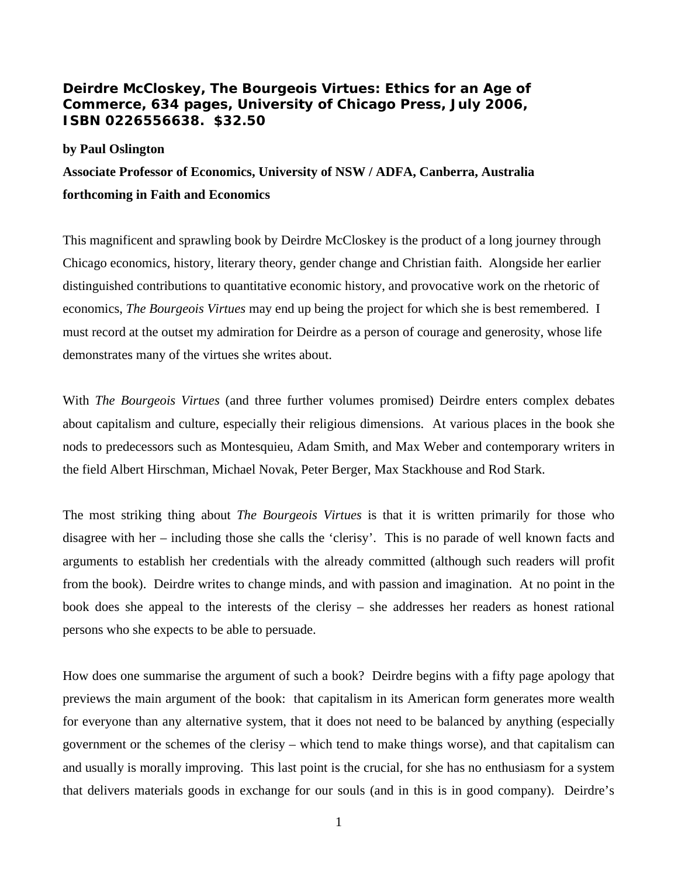**Deirdre McCloskey, The Bourgeois Virtues: Ethics for an Age of Commerce, 634 pages, University of Chicago Press, July 2006, ISBN 0226556638. $32.50**

**by Paul Oslington**

**Associate Professor of Economics, University of NSW / ADFA, Canberra, Australia**

**forthcoming in Faith and Economics**

This magnificent and sprawling book by Deirdre McCloskey is the product of a long journey through Chicago economics, history, literary theory, gender change and Christian faith. Alongside her earlier distinguished contributions to quantitative economic history, and provocative work on the rhetoric of economics, *The Bourgeois Virtues* may end up being the project for which she is best remembered. I must record at the outset my admiration for Deirdre as a person of courage and generosity, whose life demonstrates many of the virtues she writes about.

With *The Bourgeois Virtues* (and three further volumes promised) Deirdre enters complex debates about capitalism and culture, especially their religious dimensions. At various places in the book she nods to predecessors such as Montesquieu, Adam Smith, and Max Weber and contemporary writers in the field Albert Hirschman, Michael Novak, Peter Berger, Max Stackhouse and Rod Stark.

The most striking thing about *The Bourgeois Virtues* is that it is written primarily for those who disagree with her – including those she calls the 'clerisy'. This is no parade of well known facts and arguments to establish her credentials with the already committed (although such readers will profit from the book). Deirdre writes to change minds, and with passion and imagination. At no point in the book does she appeal to the interests of the clerisy – she addresses her readers as honest rational persons who she expects to be able to persuade.

How does one summarise the argument of such a book? Deirdre begins with a fifty page apology that previews the main argument of the book: that capitalism in its American form generates more wealth for everyone than any alternative system, that it does not need to be balanced by anything (especially government or the schemes of the clerisy – which tend to make things worse), and that capitalism can and usually is morally improving. This last point is the crucial, for she has no enthusiasm for a system that delivers materials goods in exchange for our souls (and in this is in good company). Deirdre's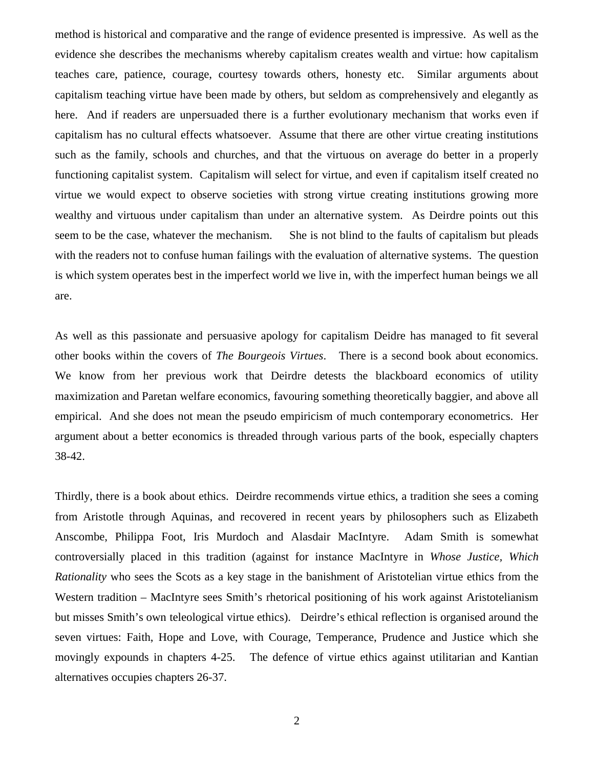method is historical and comparative and the range of evidence presented is impressive. As well as the evidence she describes the mechanisms whereby capitalism creates wealth and virtue: how capitalism teaches care, patience, courage, courtesy towards others, honesty etc. Similar arguments about capitalism teaching virtue have been made by others, but seldom as comprehensively and elegantly as here. And if readers are unpersuaded there is a further evolutionary mechanism that works even if capitalism has no cultural effects whatsoever. Assume that there are other virtue creating institutions such as the family, schools and churches, and that the virtuous on average do better in a properly functioning capitalist system. Capitalism will select for virtue, and even if capitalism itself created no virtue we would expect to observe societies with strong virtue creating institutions growing more wealthy and virtuous under capitalism than under an alternative system. As Deirdre points out this seem to be the case, whatever the mechanism. She is not blind to the faults of capitalism but pleads with the readers not to confuse human failings with the evaluation of alternative systems. The question is which system operates best in the imperfect world we live in, with the imperfect human beings we all are.

As well as this passionate and persuasive apology for capitalism Deidre has managed to fit several other books within the covers of *The Bourgeois Virtues*. There is a second book about economics. We know from her previous work that Deirdre detests the blackboard economics of utility maximization and Paretan welfare economics, favouring something theoretically baggier, and above all empirical. And she does not mean the pseudo empiricism of much contemporary econometrics. Her argument about a better economics is threaded through various parts of the book, especially chapters 38-42.

Thirdly, there is a book about ethics. Deirdre recommends virtue ethics, a tradition she sees a coming from Aristotle through Aquinas, and recovered in recent years by philosophers such as Elizabeth Anscombe, Philippa Foot, Iris Murdoch and Alasdair MacIntyre. Adam Smith is somewhat controversially placed in this tradition (against for instance MacIntyre in *Whose Justice, Which Rationality* who sees the Scots as a key stage in the banishment of Aristotelian virtue ethics from the Western tradition – MacIntyre sees Smith's rhetorical positioning of his work against Aristotelianism but misses Smith's own teleological virtue ethics). Deirdre's ethical reflection is organised around the seven virtues: Faith, Hope and Love, with Courage, Temperance, Prudence and Justice which she movingly expounds in chapters 4-25. The defence of virtue ethics against utilitarian and Kantian alternatives occupies chapters 26-37.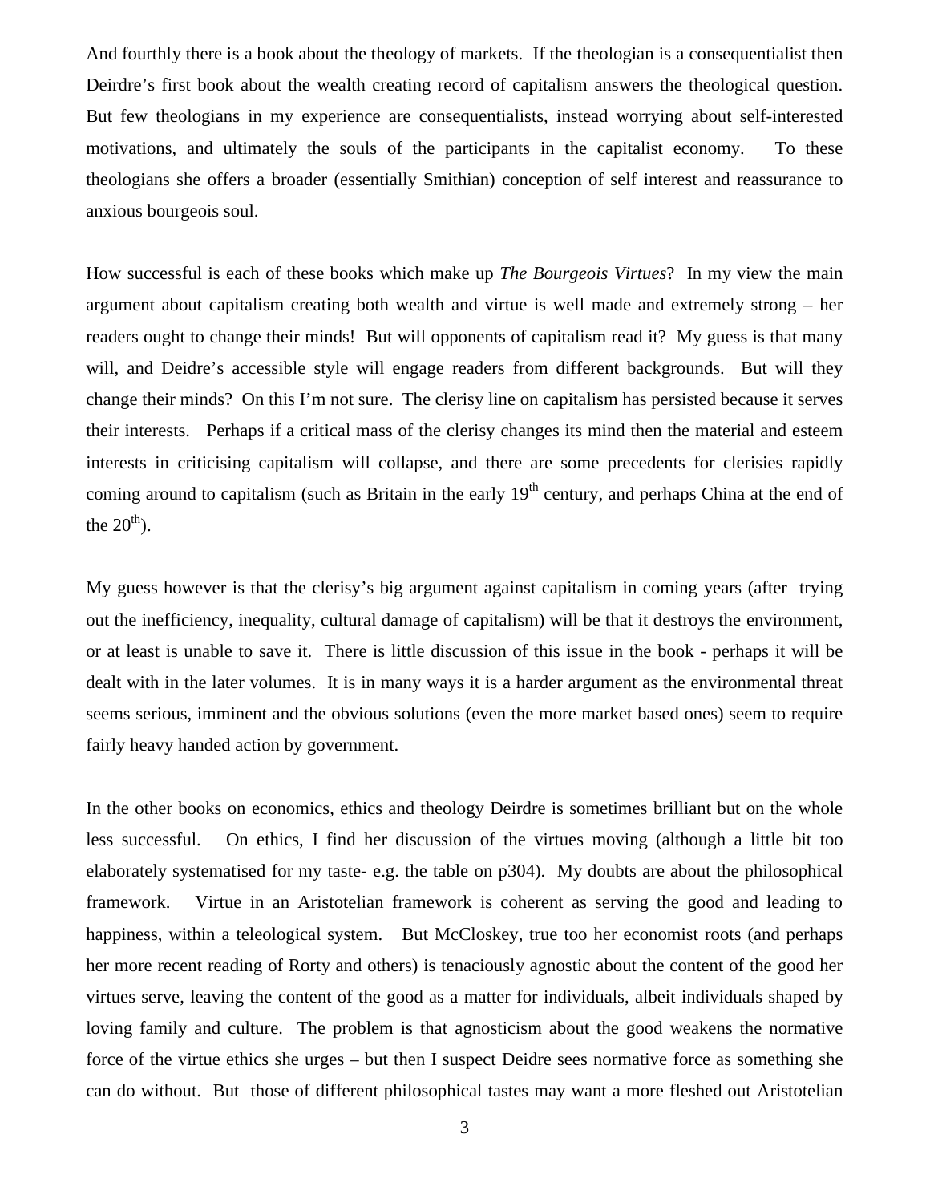And fourthly there is a book about the theology of markets. If the theologian is a consequentialist then Deirdre's first book about the wealth creating record of capitalism answers the theological question. But few theologians in my experience are consequentialists, instead worrying about self-interested motivations, and ultimately the souls of the participants in the capitalist economy. To these theologians she offers a broader (essentially Smithian) conception of self interest and reassurance to anxious bourgeois soul.

How successful is each of these books which make up *The Bourgeois Virtues*? In my view the main argument about capitalism creating both wealth and virtue is well made and extremely strong – her readers ought to change their minds! But will opponents of capitalism read it? My guess is that many will, and Deidre's accessible style will engage readers from different backgrounds. But will they change their minds? On this I'm not sure. The clerisy line on capitalism has persisted because it serves their interests. Perhaps if a critical mass of the clerisy changes its mind then the material and esteem interests in criticising capitalism will collapse, and there are some precedents for clerisies rapidly coming around to capitalism (such as Britain in the early 19th century, and perhaps China at the end of the 20th).

My guess however is that the clerisy's big argument against capitalism in coming years (after trying out the inefficiency, inequality, cultural damage of capitalism) will be that it destroys the environment, or at least is unable to save it. There is little discussion of this issue in the book - perhaps it will be dealt with in the later volumes. It is in many ways it is a harder argument as the environmental threat seems serious, imminent and the obvious solutions (even the more market based ones) seem to require fairly heavy handed action by government.

In the other books on economics, ethics and theology Deirdre is sometimes brilliant but on the whole less successful. On ethics, I find her discussion of the virtues moving (although a little bit too elaborately systematised for my taste- e.g. the table on p304). My doubts are about the philosophical framework. Virtue in an Aristotelian framework is coherent as serving the good and leading to happiness, within a teleological system. But McCloskey, true too her economist roots (and perhaps her more recent reading of Rorty and others) is tenaciously agnostic about the content of the good her virtues serve, leaving the content of the good as a matter for individuals, albeit individuals shaped by loving family and culture. The problem is that agnosticism about the good weakens the normative force of the virtue ethics she urges – but then I suspect Deidre sees normative force as something she can do without. But those of different philosophical tastes may want a more fleshed out Aristotelian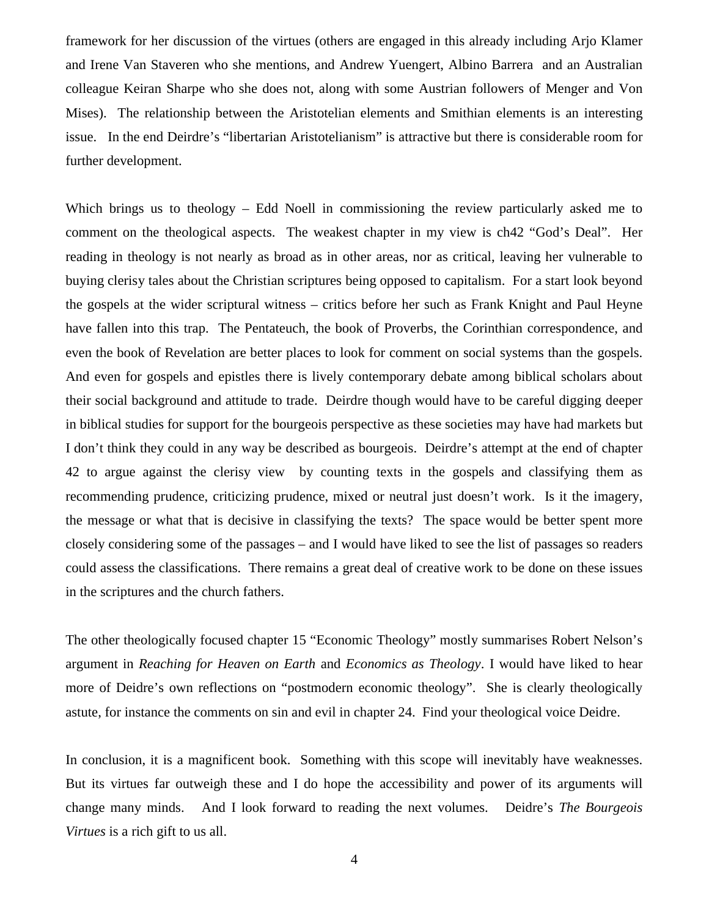framework for her discussion of the virtues (others are engaged in this already including Arjo Klamer and Irene Van Staveren who she mentions, and Andrew Yuengert, Albino Barrera and an Australian colleague Keiran Sharpe who she does not, along with some Austrian followers of Menger and Von Mises). The relationship between the Aristotelian elements and Smithian elements is an interesting issue. In the end Deirdre's "libertarian Aristotelianism" is attractive but there is considerable room for further development.

Which brings us to theology – Edd Noell in commissioning the review particularly asked me to comment on the theological aspects. The weakest chapter in my view is ch42 "God's Deal". Her reading in theology is not nearly as broad as in other areas, nor as critical, leaving her vulnerable to buying clerisy tales about the Christian scriptures being opposed to capitalism. For a start look beyond the gospels at the wider scriptural witness – critics before her such as Frank Knight and Paul Heyne have fallen into this trap. The Pentateuch, the book of Proverbs, the Corinthian correspondence, and even the book of Revelation are better places to look for comment on social systems than the gospels. And even for gospels and epistles there is lively contemporary debate among biblical scholars about their social background and attitude to trade. Deirdre though would have to be careful digging deeper in biblical studies for support for the bourgeois perspective as these societies may have had markets but I don't think they could in any way be described as bourgeois. Deirdre's attempt at the end of chapter 42 to argue against the clerisy view by counting texts in the gospels and classifying them as recommending prudence, criticizing prudence, mixed or neutral just doesn't work. Is it the imagery, the message or what that is decisive in classifying the texts? The space would be better spent more closely considering some of the passages – and I would have liked to see the list of passages so readers could assess the classifications. There remains a great deal of creative work to be done on these issues in the scriptures and the church fathers.

The other theologically focused chapter 15 "Economic Theology" mostly summarises Robert Nelson's argument in *Reaching for Heaven on Earth* and *Economics as Theology*. I would have liked to hear more of Deidre's own reflections on "postmodern economic theology". She is clearly theologically astute, for instance the comments on sin and evil in chapter 24. Find your theological voice Deidre.

In conclusion, it is a magnificent book. Something with this scope will inevitably have weaknesses. But its virtues far outweigh these and I do hope the accessibility and power of its arguments will change many minds. And I look forward to reading the next volumes. Deidre's *The Bourgeois Virtues* is a rich gift to us all.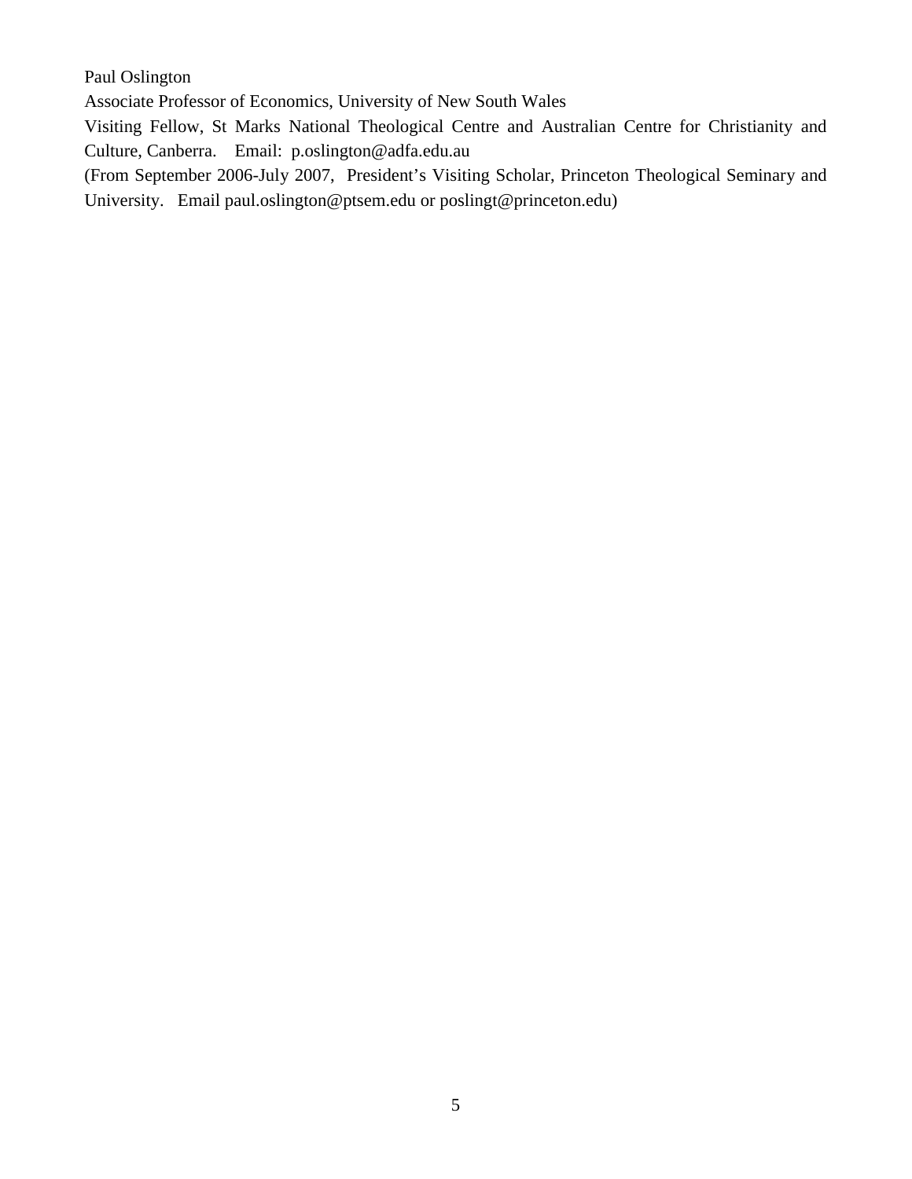Paul Oslington

Associate Professor of Economics, University of New South Wales

Visiting Fellow, St Marks National Theological Centre and Australian Centre for Christianity and Culture, Canberra. Email: p.oslington@adfa.edu.au

(From September 2006-July 2007, President's Visiting Scholar, Princeton Theological Seminary and University. Email paul.oslington@ptsem.edu or poslingt@princeton.edu)